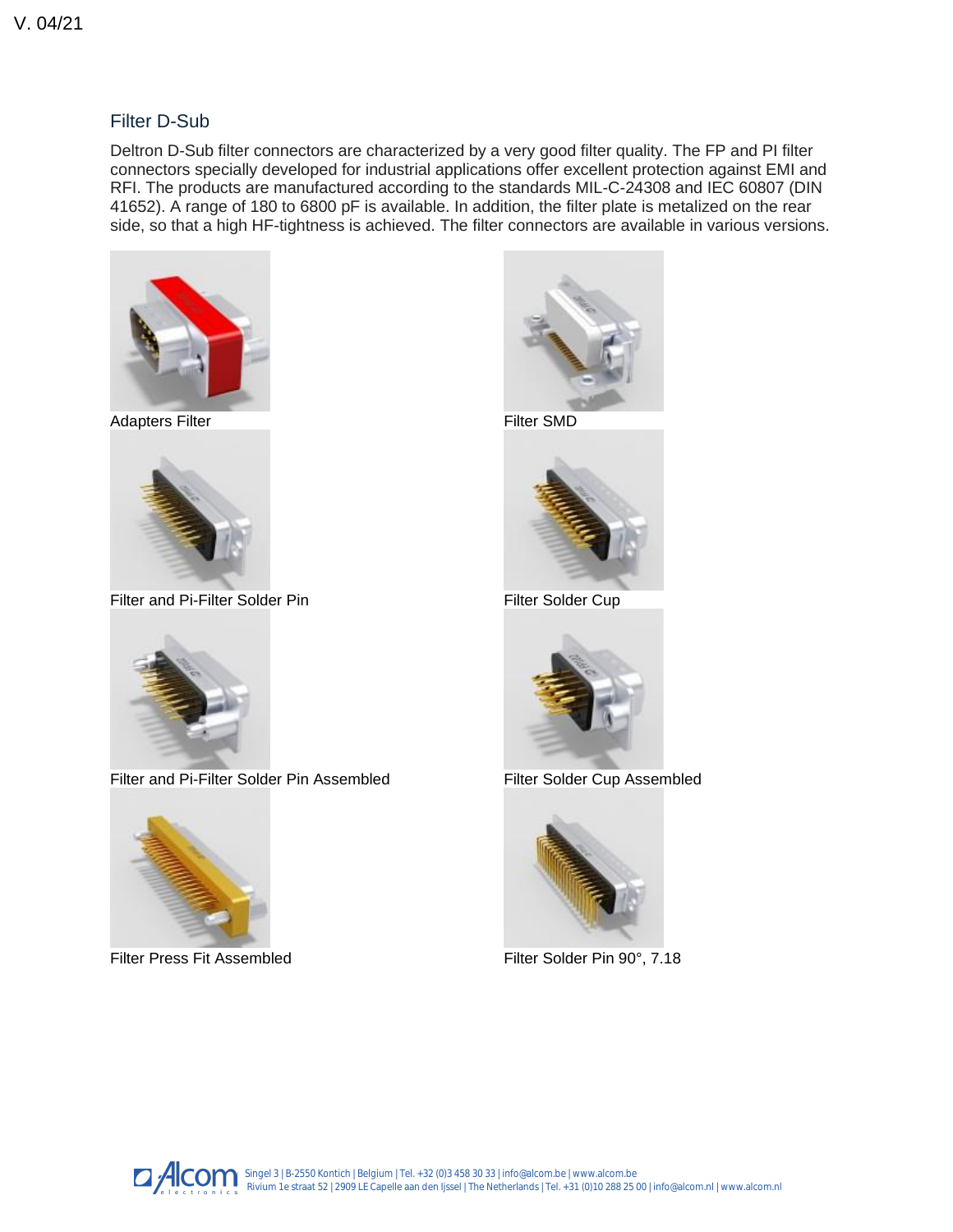## Filter D-Sub

Deltron D-Sub filter connectors are characterized by a very good filter quality. The FP and PI filter connectors specially developed for industrial applications offer excellent protection against EMI and RFI. The products are manufactured according to the standards MIL-C-24308 and IEC 60807 (DIN 41652). A range of 180 to 6800 pF is available. In addition, the filter plate is metalized on the rear side, so that a high HF-tightness is achieved. The filter connectors are available in various versions.

Adapters Filter

Filter SMD

Filter and Pi-Filter Solder Pin

Filter Solder Cup

Filter and Pi-Filter Solder Pin Assembled

Filter Solder Cup Assembled

Filter Press Fit Assembled

Filter Solder Pin 90°, 7.18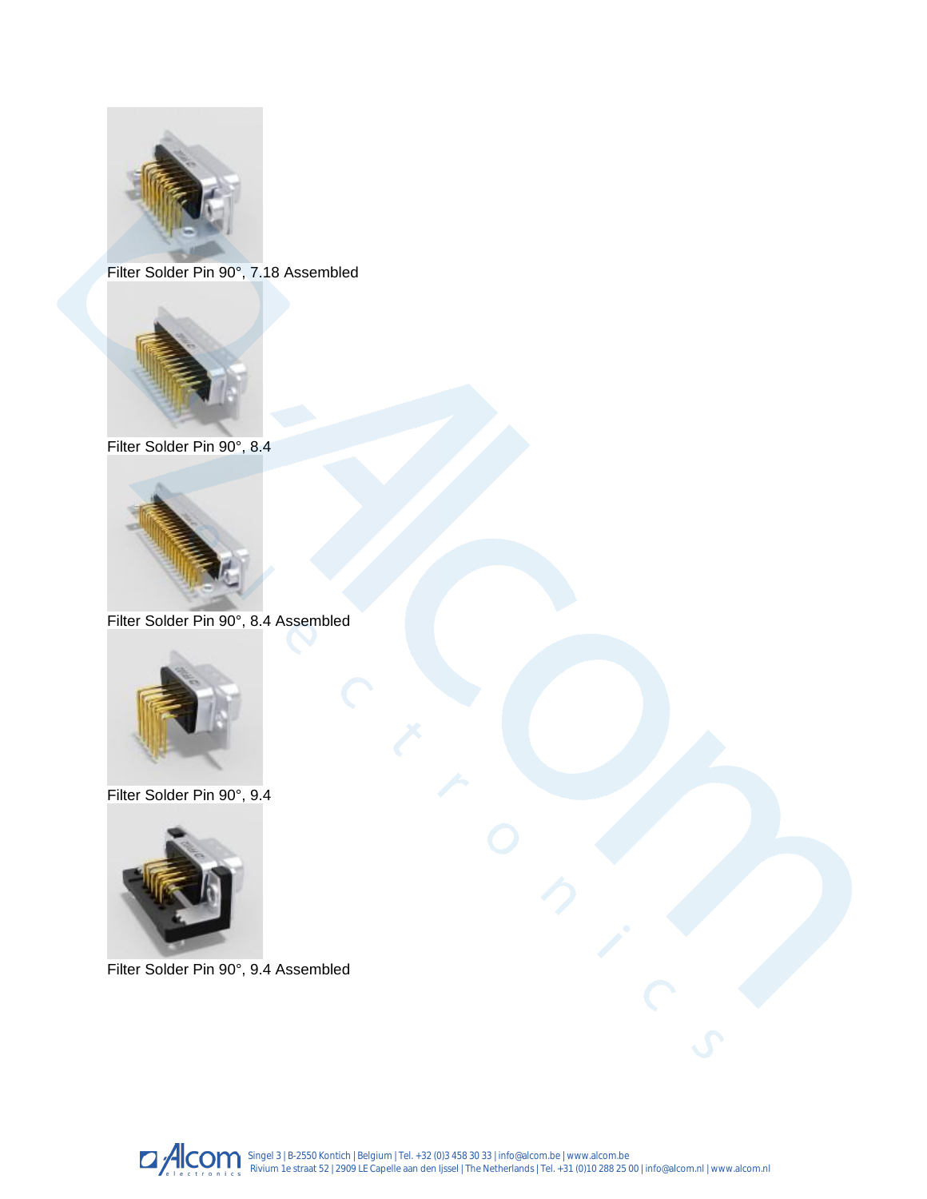Filter Solder Pin 90°, 7.18 Assembled

Filter Solder Pin 90°, 8.4

Filter Solder Pin 90°, 8.4 Assembled

Filter Solder Pin 90°, 9.4

Filter Solder Pin 90°, 9.4 Assembled